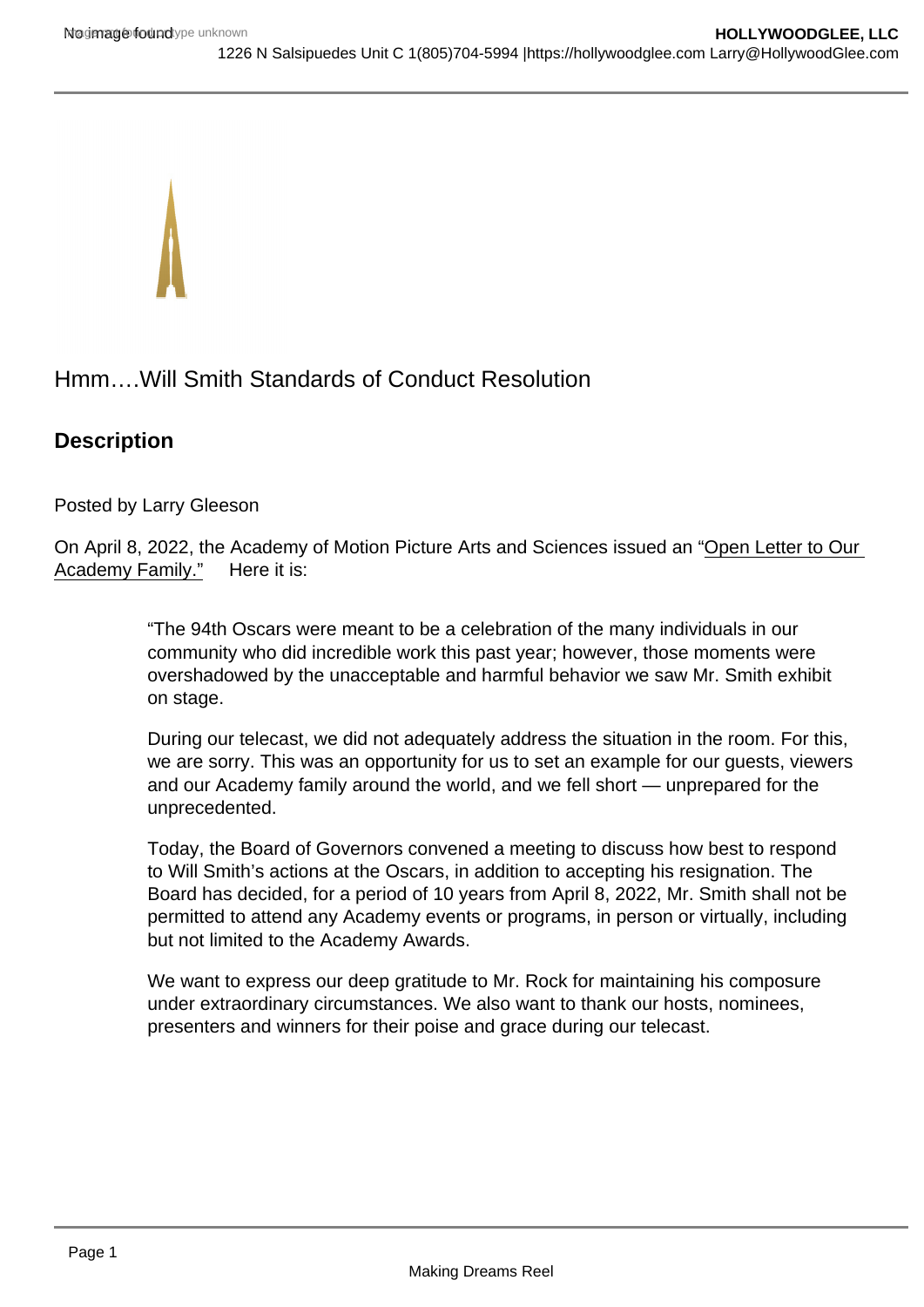# Hmm….Will Smith Standards of Conduct Resolution

## Description

Posted by Larry Gleeson

On April 8, 2022, the Academy of Motion Picture Arts and Sciences issued an "Open Letter to Our Academy Family."   Here it is:

> "The 94th Oscars were meant to be a celebration of the many individuals in our community who did incredible work this past year; however, those moments were overshadowed by the unacceptable and harmful behavior we saw Mr. Smith exhibit on stage.
>
> During our telecast, we did not adequately address the situation in the room. For this, we are sorry. This was an opportunity for us to set an example for our guests, viewers and our Academy family around the world, and we fell short — unprepared for the unprecedented.
>
> Today, the Board of Governors convened a meeting to discuss how best to respond to Will Smith's actions at the Oscars, in addition to accepting his resignation. The Board has decided, for a period of 10 years from April 8, 2022, Mr. Smith shall not be permitted to attend any Academy events or programs, in person or virtually, including but not limited to the Academy Awards.
>
> We want to express our deep gratitude to Mr. Rock for maintaining his composure under extraordinary circumstances. We also want to thank our hosts, nominees, presenters and winners for their poise and grace during our telecast.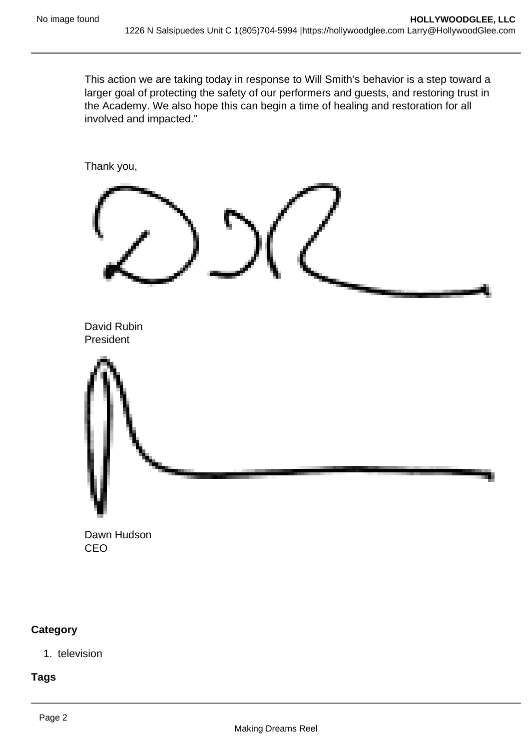This action we are taking today in response to Will Smith's behavior is a step toward a larger goal of protecting the safety of our performers and guests, and restoring trust in the Academy. We also hope this can begin a time of healing and restoration for all involved and impacted."

Thank you,

David Rubin
President

Dawn Hudson
CEO

**Category**

1. television

**Tags**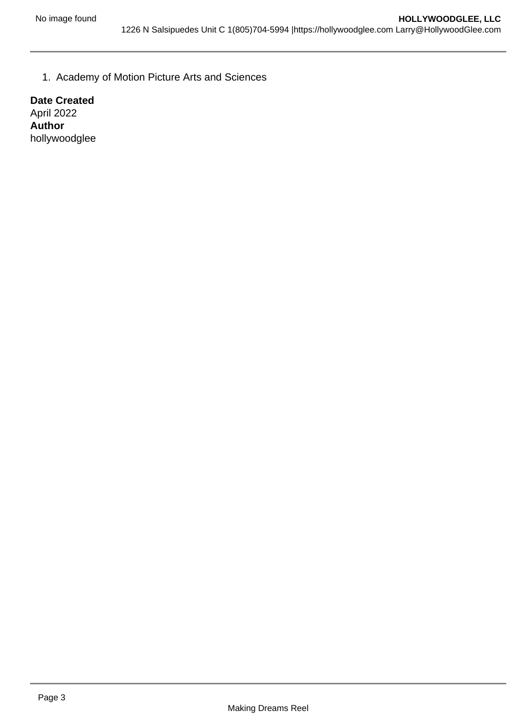1. Academy of Motion Picture Arts and Sciences

**Date Created**
April 2022
**Author**
hollywoodglee